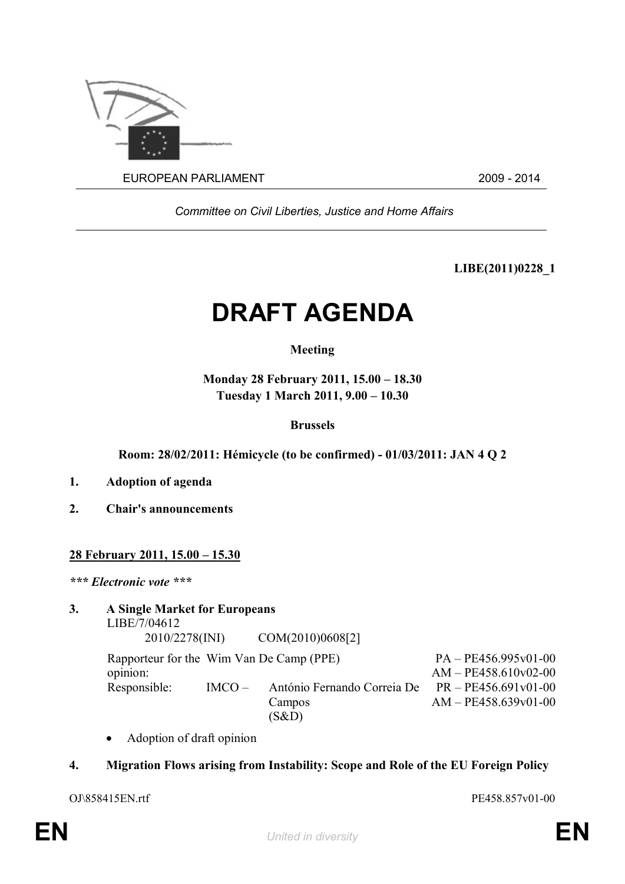EUROPEAN PARLIAMENT 2009 - 2014

*Committee on Civil Liberties, Justice and Home Affairs*

**LIBE(2011)0228_1**

# DRAFT AGENDA

**Meeting**

**Monday 28 February 2011, 15.00 – 18.30**
**Tuesday 1 March 2011, 9.00 – 10.30**

**Brussels**

**Room: 28/02/2011: Hémicycle (to be confirmed) - 01/03/2011: JAN 4 Q 2**

1. **Adoption of agenda**

2. **Chair's announcements**

**<u>28 February 2011, 15.00 – 15.30</u>**

***\*\*\* Electronic vote \*\*\****

3. **A Single Market for Europeans**
   LIBE/7/04612
   2010/2278(INI) COM(2010)0608[2]

| | | | |
|---|---|---|---|
| Rapporteur for the opinion: | Wim Van De Camp (PPE) | | PA – PE456.995v01-00<br>AM – PE458.610v02-00 |
| Responsible: | IMCO – | António Fernando Correia De Campos (S&D) | PR – PE456.691v01-00<br>AM – PE458.639v01-00 |

   - Adoption of draft opinion

4. **Migration Flows arising from Instability: Scope and Role of the EU Foreign Policy**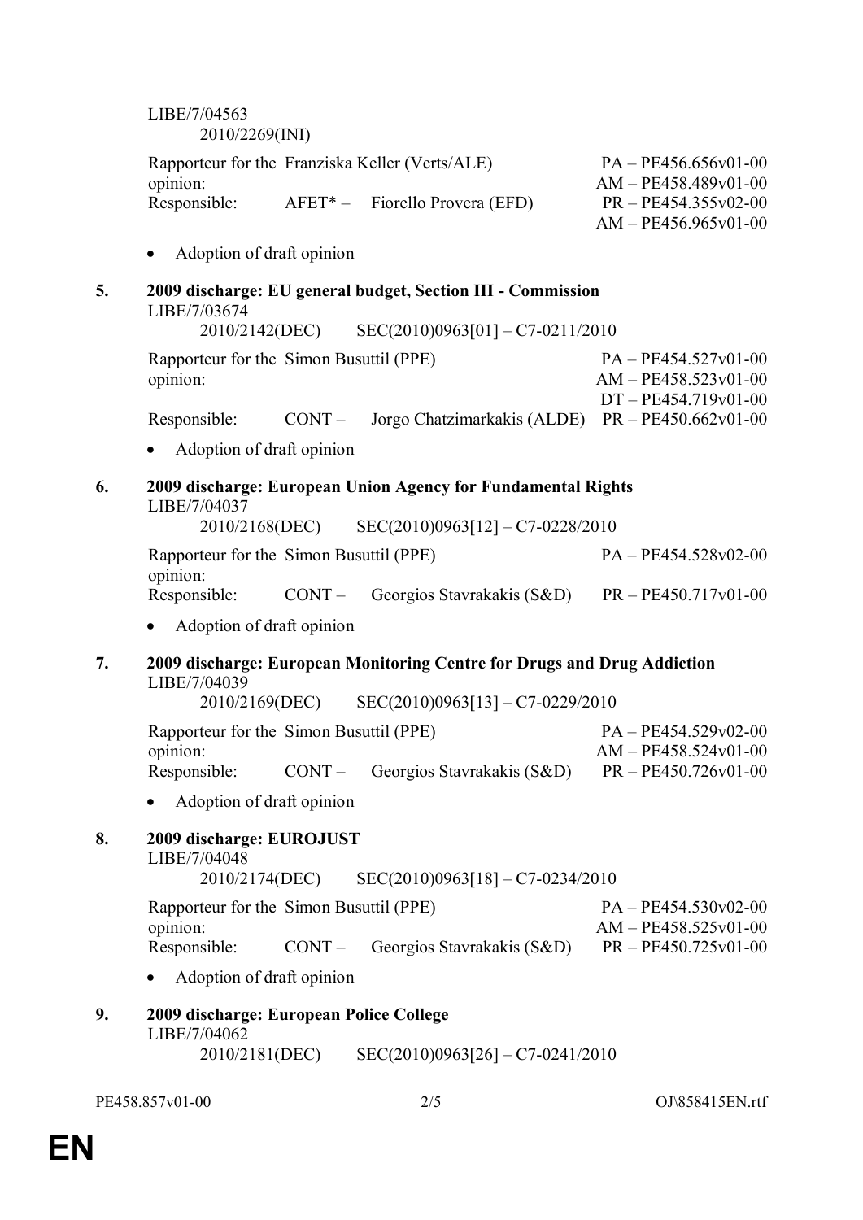LIBE/7/04563
2010/2269(INI)

| | | | |
|---|---|---|---|
| Rapporteur for the opinion: | Franziska Keller (Verts/ALE) | | PA – PE456.656v01-00<br>AM – PE458.489v01-00 |
| Responsible: | AFET* – | Fiorello Provera (EFD) | PR – PE454.355v02-00<br>AM – PE456.965v01-00 |

- Adoption of draft opinion

**5. 2009 discharge: EU general budget, Section III - Commission**

LIBE/7/03674
2010/2142(DEC) SEC(2010)0963[01] – C7-0211/2010

| | | | |
|---|---|---|---|
| Rapporteur for the opinion: | Simon Busuttil (PPE) | | PA – PE454.527v01-00<br>AM – PE458.523v01-00<br>DT – PE454.719v01-00 |
| Responsible: | CONT – | Jorgo Chatzimarkakis (ALDE) | PR – PE450.662v01-00 |

- Adoption of draft opinion

**6. 2009 discharge: European Union Agency for Fundamental Rights**

LIBE/7/04037
2010/2168(DEC) SEC(2010)0963[12] – C7-0228/2010

| | | | |
|---|---|---|---|
| Rapporteur for the opinion: | Simon Busuttil (PPE) | | PA – PE454.528v02-00 |
| Responsible: | CONT – | Georgios Stavrakakis (S&D) | PR – PE450.717v01-00 |

- Adoption of draft opinion

**7. 2009 discharge: European Monitoring Centre for Drugs and Drug Addiction**

LIBE/7/04039
2010/2169(DEC) SEC(2010)0963[13] – C7-0229/2010

| | | | |
|---|---|---|---|
| Rapporteur for the opinion: | Simon Busuttil (PPE) | | PA – PE454.529v02-00<br>AM – PE458.524v01-00 |
| Responsible: | CONT – | Georgios Stavrakakis (S&D) | PR – PE450.726v01-00 |

- Adoption of draft opinion

**8. 2009 discharge: EUROJUST**

LIBE/7/04048
2010/2174(DEC) SEC(2010)0963[18] – C7-0234/2010

| | | | |
|---|---|---|---|
| Rapporteur for the opinion: | Simon Busuttil (PPE) | | PA – PE454.530v02-00<br>AM – PE458.525v01-00 |
| Responsible: | CONT – | Georgios Stavrakakis (S&D) | PR – PE450.725v01-00 |

- Adoption of draft opinion

**9. 2009 discharge: European Police College**

LIBE/7/04062
2010/2181(DEC) SEC(2010)0963[26] – C7-0241/2010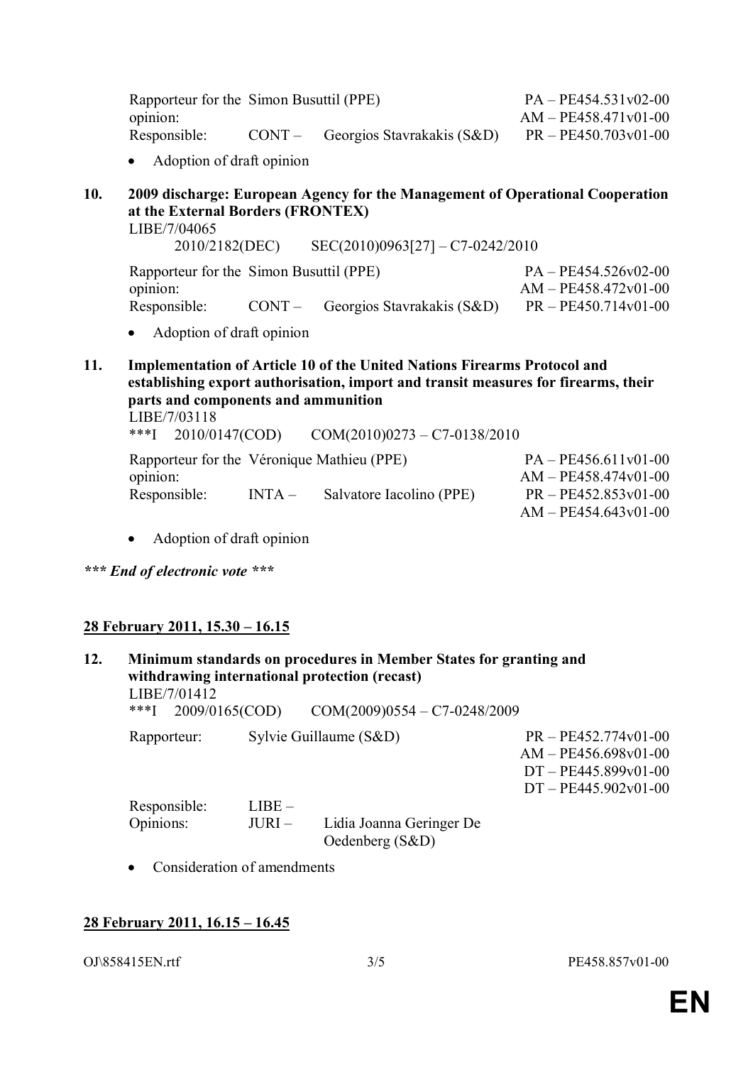| | | | |
|---|---|---|---|
| Rapporteur for the opinion: | Simon Busuttil (PPE) | | PA – PE454.531v02-00<br>AM – PE458.471v01-00 |
| Responsible: | CONT – | Georgios Stavrakakis (S&D) | PR – PE450.703v01-00 |

- Adoption of draft opinion

**10. 2009 discharge: European Agency for the Management of Operational Cooperation at the External Borders (FRONTEX)**

LIBE/7/04065

2010/2182(DEC) SEC(2010)0963[27] – C7-0242/2010

| | | | |
|---|---|---|---|
| Rapporteur for the opinion: | Simon Busuttil (PPE) | | PA – PE454.526v02-00<br>AM – PE458.472v01-00 |
| Responsible: | CONT – | Georgios Stavrakakis (S&D) | PR – PE450.714v01-00 |

- Adoption of draft opinion

**11. Implementation of Article 10 of the United Nations Firearms Protocol and establishing export authorisation, import and transit measures for firearms, their parts and components and ammunition**

LIBE/7/03118

***I 2010/0147(COD) COM(2010)0273 – C7-0138/2010

| | | | |
|---|---|---|---|
| Rapporteur for the opinion: | Véronique Mathieu (PPE) | | PA – PE456.611v01-00<br>AM – PE458.474v01-00 |
| Responsible: | INTA – | Salvatore Iacolino (PPE) | PR – PE452.853v01-00<br>AM – PE454.643v01-00 |

- Adoption of draft opinion

***\*\*\* End of electronic vote \*\*\****

**28 February 2011, 15.30 – 16.15**

**12. Minimum standards on procedures in Member States for granting and withdrawing international protection (recast)**

LIBE/7/01412

***I 2009/0165(COD) COM(2009)0554 – C7-0248/2009

| | | | |
|---|---|---|---|
| Rapporteur: | Sylvie Guillaume (S&D) | | PR – PE452.774v01-00<br>AM – PE456.698v01-00<br>DT – PE445.899v01-00<br>DT – PE445.902v01-00 |
| Responsible: | LIBE – | | |
| Opinions: | JURI – | Lidia Joanna Geringer De Oedenberg (S&D) | |

- Consideration of amendments

**28 February 2011, 16.15 – 16.45**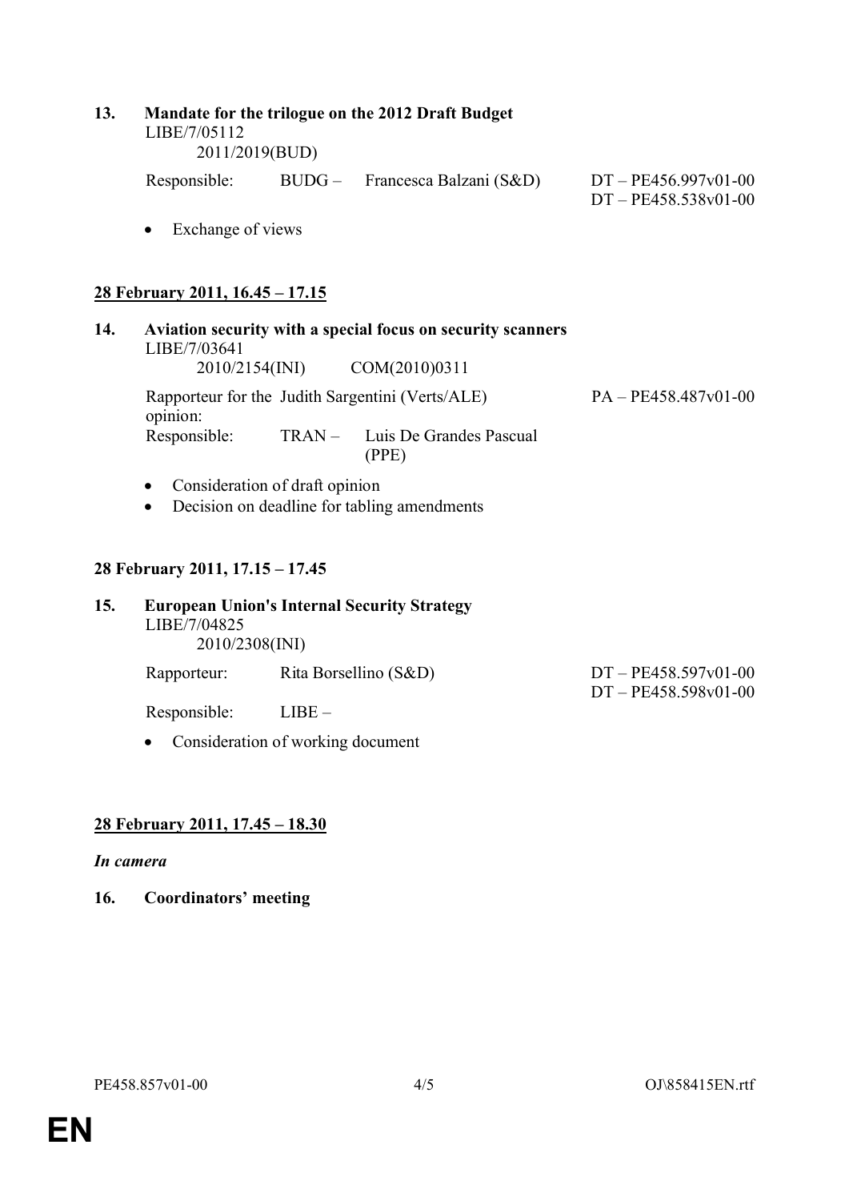**13. Mandate for the trilogue on the 2012 Draft Budget**
LIBE/7/05112
2011/2019(BUD)

Responsible: BUDG – Francesca Balzani (S&D) DT – PE456.997v01-00
DT – PE458.538v01-00

- Exchange of views

**28 February 2011, 16.45 – 17.15**

**14. Aviation security with a special focus on security scanners**
LIBE/7/03641
2010/2154(INI) COM(2010)0311

Rapporteur for the opinion: Judith Sargentini (Verts/ALE) PA – PE458.487v01-00
Responsible: TRAN – Luis De Grandes Pascual (PPE)

- Consideration of draft opinion
- Decision on deadline for tabling amendments

**28 February 2011, 17.15 – 17.45**

**15. European Union's Internal Security Strategy**
LIBE/7/04825
2010/2308(INI)

Rapporteur: Rita Borsellino (S&D) DT – PE458.597v01-00
DT – PE458.598v01-00
Responsible: LIBE –

- Consideration of working document

**28 February 2011, 17.45 – 18.30**

***In camera***

**16. Coordinators' meeting**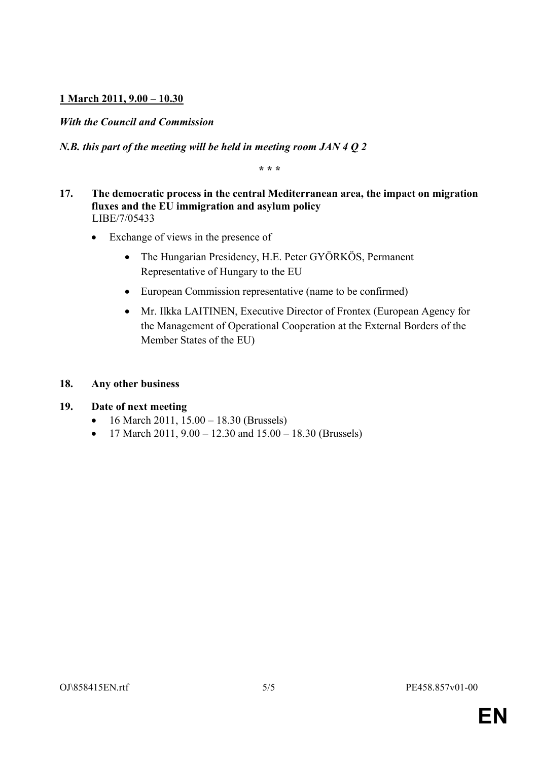**1 March 2011, 9.00 – 10.30**

***With the Council and Commission***

***N.B. this part of the meeting will be held in meeting room JAN 4 Q 2***

\* \* \*

**17. The democratic process in the central Mediterranean area, the impact on migration fluxes and the EU immigration and asylum policy**
LIBE/7/05433

- Exchange of views in the presence of
  - The Hungarian Presidency, H.E. Peter GYÖRKÖS, Permanent Representative of Hungary to the EU
  - European Commission representative (name to be confirmed)
  - Mr. Ilkka LAITINEN, Executive Director of Frontex (European Agency for the Management of Operational Cooperation at the External Borders of the Member States of the EU)

**18. Any other business**

**19. Date of next meeting**

- 16 March 2011, 15.00 – 18.30 (Brussels)
- 17 March 2011, 9.00 – 12.30 and 15.00 – 18.30 (Brussels)